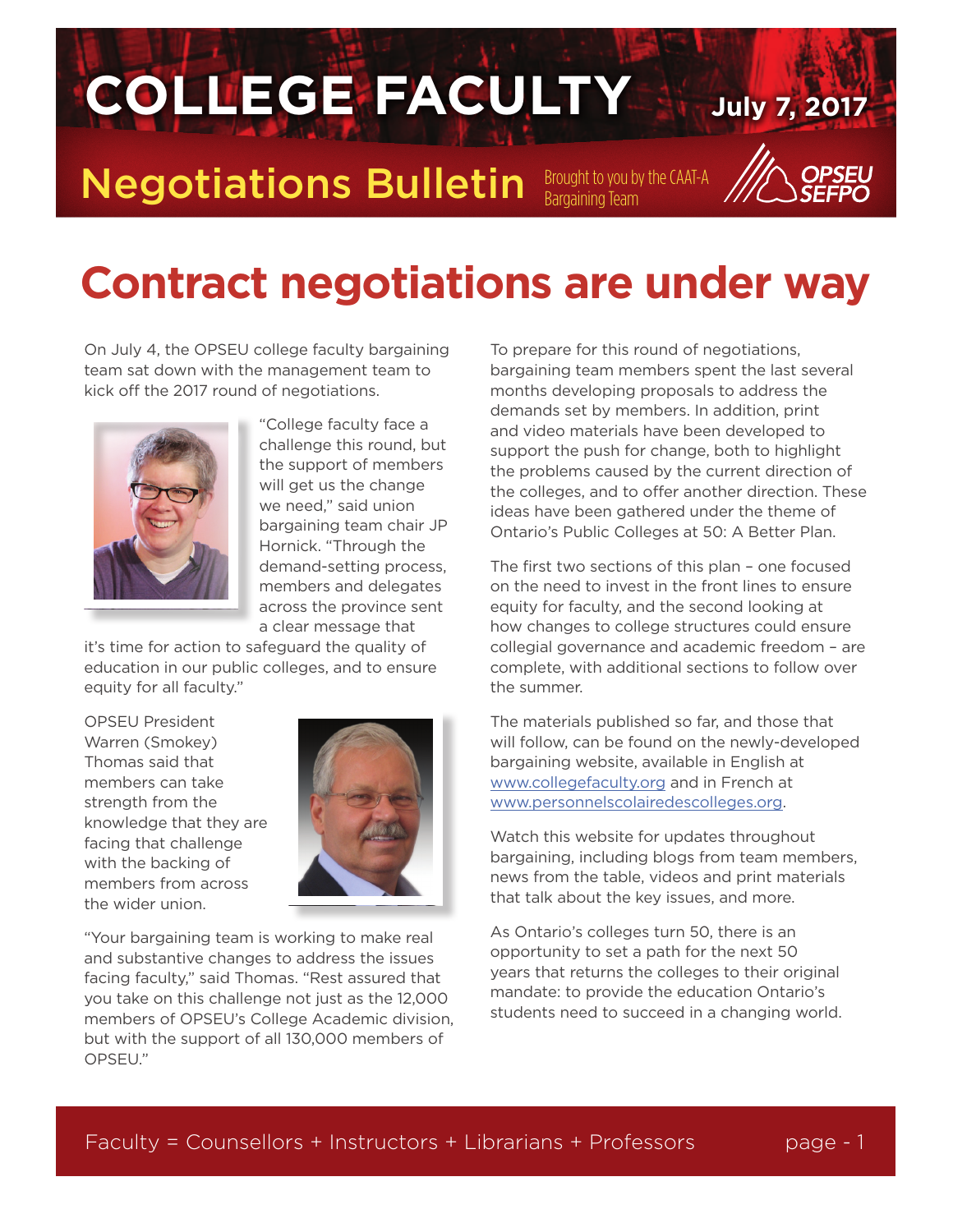# COLLEGE FACULTY

**July 7, 2017**

## Negotiations Bulletin

Brought to you by the CAAT-A Bargaining Team

OPSEU SEFPO

# Contract negotiations are under way

On July 4, the OPSEU college faculty bargaining team sat down with the management team to kick off the 2017 round of negotiations.

"College faculty face a challenge this round, but the support of members will get us the change we need," said union bargaining team chair JP Hornick. "Through the demand-setting process, members and delegates across the province sent a clear message that it's time for action to safeguard the quality of education in our public colleges, and to ensure equity for all faculty."

OPSEU President Warren (Smokey) Thomas said that members can take strength from the knowledge that they are facing that challenge with the backing of members from across the wider union.

"Your bargaining team is working to make real and substantive changes to address the issues facing faculty," said Thomas. "Rest assured that you take on this challenge not just as the 12,000 members of OPSEU's College Academic division, but with the support of all 130,000 members of OPSEU."

To prepare for this round of negotiations, bargaining team members spent the last several months developing proposals to address the demands set by members. In addition, print and video materials have been developed to support the push for change, both to highlight the problems caused by the current direction of the colleges, and to offer another direction. These ideas have been gathered under the theme of Ontario's Public Colleges at 50: A Better Plan.

The first two sections of this plan – one focused on the need to invest in the front lines to ensure equity for faculty, and the second looking at how changes to college structures could ensure collegial governance and academic freedom – are complete, with additional sections to follow over the summer.

The materials published so far, and those that will follow, can be found on the newly-developed bargaining website, available in English at www.collegefaculty.org and in French at www.personnelscolairedescolleges.org.

Watch this website for updates throughout bargaining, including blogs from team members, news from the table, videos and print materials that talk about the key issues, and more.

As Ontario's colleges turn 50, there is an opportunity to set a path for the next 50 years that returns the colleges to their original mandate: to provide the education Ontario's students need to succeed in a changing world.

Faculty = Counsellors + Instructors + Librarians + Professors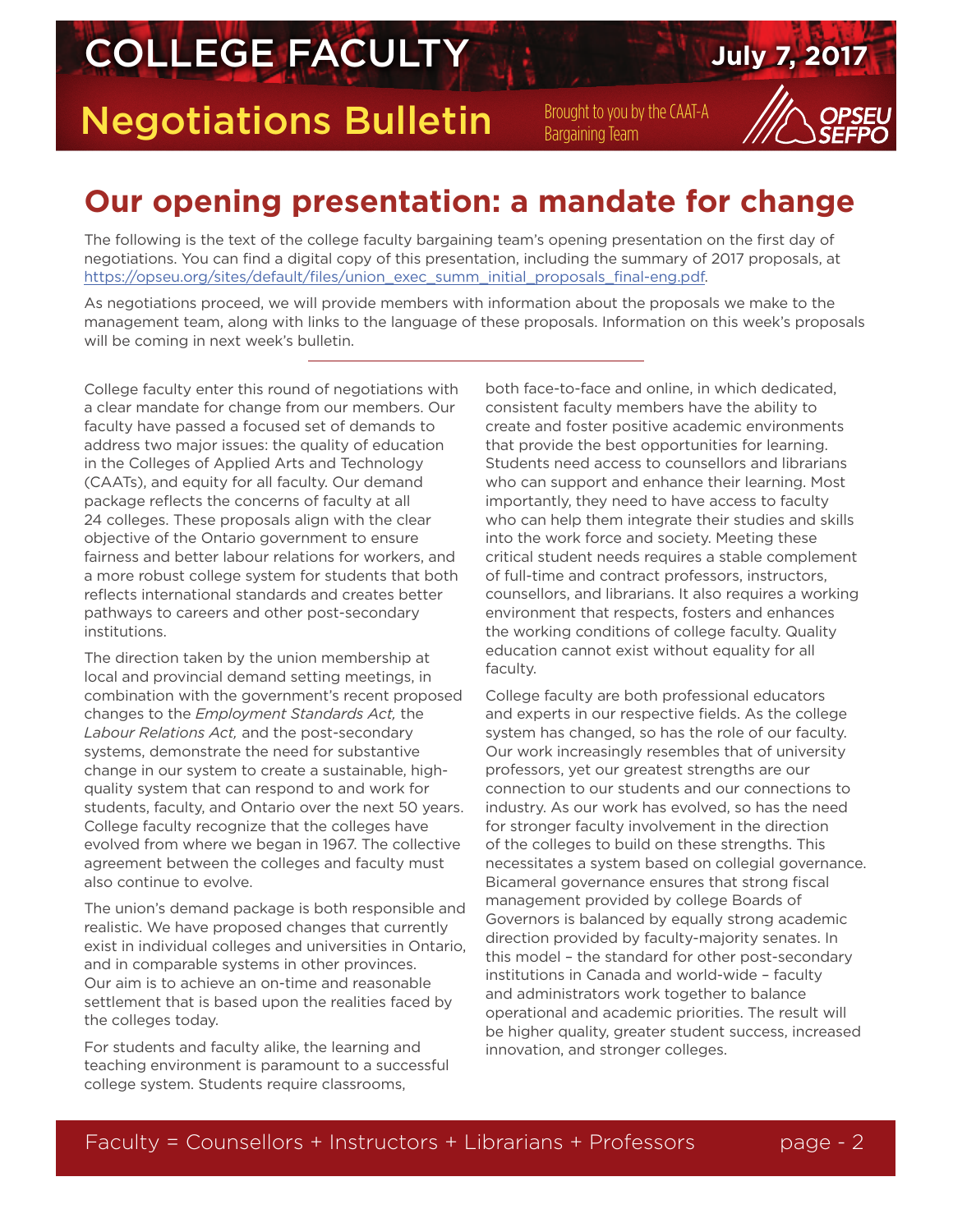# Our opening presentation: a mandate for change

The following is the text of the college faculty bargaining team's opening presentation on the first day of negotiations. You can find a digital copy of this presentation, including the summary of 2017 proposals, at https://opseu.org/sites/default/files/union_exec_summ_initial_proposals_final-eng.pdf.

As negotiations proceed, we will provide members with information about the proposals we make to the management team, along with links to the language of these proposals. Information on this week's proposals will be coming in next week's bulletin.

---

College faculty enter this round of negotiations with a clear mandate for change from our members. Our faculty have passed a focused set of demands to address two major issues: the quality of education in the Colleges of Applied Arts and Technology (CAATs), and equity for all faculty. Our demand package reflects the concerns of faculty at all 24 colleges. These proposals align with the clear objective of the Ontario government to ensure fairness and better labour relations for workers, and a more robust college system for students that both reflects international standards and creates better pathways to careers and other post-secondary institutions.

The direction taken by the union membership at local and provincial demand setting meetings, in combination with the government's recent proposed changes to the *Employment Standards Act,* the *Labour Relations Act,* and the post-secondary systems, demonstrate the need for substantive change in our system to create a sustainable, high-quality system that can respond to and work for students, faculty, and Ontario over the next 50 years. College faculty recognize that the colleges have evolved from where we began in 1967. The collective agreement between the colleges and faculty must also continue to evolve.

The union's demand package is both responsible and realistic. We have proposed changes that currently exist in individual colleges and universities in Ontario, and in comparable systems in other provinces. Our aim is to achieve an on-time and reasonable settlement that is based upon the realities faced by the colleges today.

For students and faculty alike, the learning and teaching environment is paramount to a successful college system. Students require classrooms, both face-to-face and online, in which dedicated, consistent faculty members have the ability to create and foster positive academic environments that provide the best opportunities for learning. Students need access to counsellors and librarians who can support and enhance their learning. Most importantly, they need to have access to faculty who can help them integrate their studies and skills into the work force and society. Meeting these critical student needs requires a stable complement of full-time and contract professors, instructors, counsellors, and librarians. It also requires a working environment that respects, fosters and enhances the working conditions of college faculty. Quality education cannot exist without equality for all faculty.

College faculty are both professional educators and experts in our respective fields. As the college system has changed, so has the role of our faculty. Our work increasingly resembles that of university professors, yet our greatest strengths are our connection to our students and our connections to industry. As our work has evolved, so has the need for stronger faculty involvement in the direction of the colleges to build on these strengths. This necessitates a system based on collegial governance. Bicameral governance ensures that strong fiscal management provided by college Boards of Governors is balanced by equally strong academic direction provided by faculty-majority senates. In this model – the standard for other post-secondary institutions in Canada and world-wide – faculty and administrators work together to balance operational and academic priorities. The result will be higher quality, greater student success, increased innovation, and stronger colleges.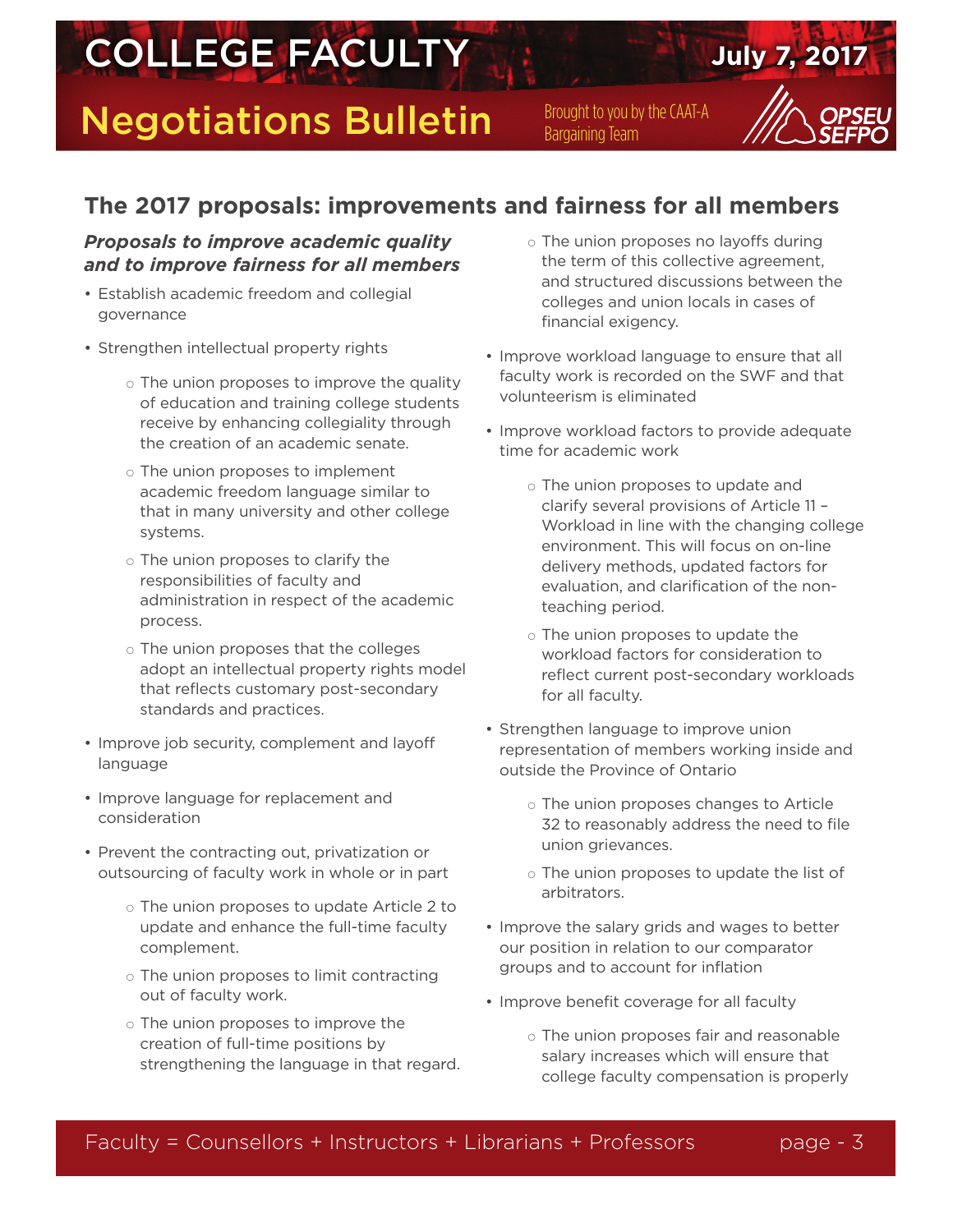## The 2017 proposals: improvements and fairness for all members

***Proposals to improve academic quality and to improve fairness for all members***

- Establish academic freedom and collegial governance
- Strengthen intellectual property rights
  - The union proposes to improve the quality of education and training college students receive by enhancing collegiality through the creation of an academic senate.
  - The union proposes to implement academic freedom language similar to that in many university and other college systems.
  - The union proposes to clarify the responsibilities of faculty and administration in respect of the academic process.
  - The union proposes that the colleges adopt an intellectual property rights model that reflects customary post-secondary standards and practices.
- Improve job security, complement and layoff language
- Improve language for replacement and consideration
- Prevent the contracting out, privatization or outsourcing of faculty work in whole or in part
  - The union proposes to update Article 2 to update and enhance the full-time faculty complement.
  - The union proposes to limit contracting out of faculty work.
  - The union proposes to improve the creation of full-time positions by strengthening the language in that regard.
  - The union proposes no layoffs during the term of this collective agreement, and structured discussions between the colleges and union locals in cases of financial exigency.
- Improve workload language to ensure that all faculty work is recorded on the SWF and that volunteerism is eliminated
- Improve workload factors to provide adequate time for academic work
  - The union proposes to update and clarify several provisions of Article 11 – Workload in line with the changing college environment. This will focus on on-line delivery methods, updated factors for evaluation, and clarification of the non-teaching period.
  - The union proposes to update the workload factors for consideration to reflect current post-secondary workloads for all faculty.
- Strengthen language to improve union representation of members working inside and outside the Province of Ontario
  - The union proposes changes to Article 32 to reasonably address the need to file union grievances.
  - The union proposes to update the list of arbitrators.
- Improve the salary grids and wages to better our position in relation to our comparator groups and to account for inflation
- Improve benefit coverage for all faculty
  - The union proposes fair and reasonable salary increases which will ensure that college faculty compensation is properly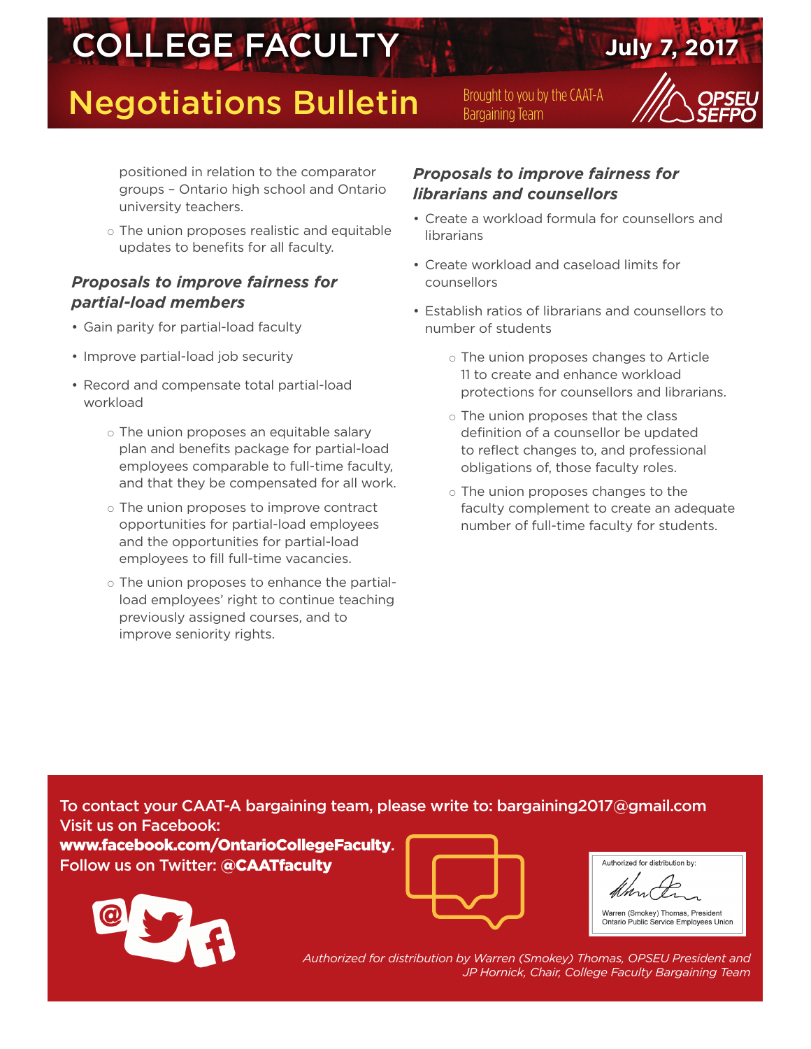positioned in relation to the comparator groups – Ontario high school and Ontario university teachers.

- The union proposes realistic and equitable updates to benefits for all faculty.

### *Proposals to improve fairness for partial-load members*

- Gain parity for partial-load faculty
- Improve partial-load job security
- Record and compensate total partial-load workload
  - The union proposes an equitable salary plan and benefits package for partial-load employees comparable to full-time faculty, and that they be compensated for all work.
  - The union proposes to improve contract opportunities for partial-load employees and the opportunities for partial-load employees to fill full-time vacancies.
  - The union proposes to enhance the partial-load employees' right to continue teaching previously assigned courses, and to improve seniority rights.

### *Proposals to improve fairness for librarians and counsellors*

- Create a workload formula for counsellors and librarians
- Create workload and caseload limits for counsellors
- Establish ratios of librarians and counsellors to number of students
  - The union proposes changes to Article 11 to create and enhance workload protections for counsellors and librarians.
  - The union proposes that the class definition of a counsellor be updated to reflect changes to, and professional obligations of, those faculty roles.
  - The union proposes changes to the faculty complement to create an adequate number of full-time faculty for students.

To contact your CAAT-A bargaining team, please write to: bargaining2017@gmail.com
Visit us on Facebook: **www.facebook.com/OntarioCollegeFaculty**.
Follow us on Twitter: **@CAATfaculty**

Authorized for distribution by:
Warren (Smokey) Thomas, President
Ontario Public Service Employees Union

*Authorized for distribution by Warren (Smokey) Thomas, OPSEU President and JP Hornick, Chair, College Faculty Bargaining Team*